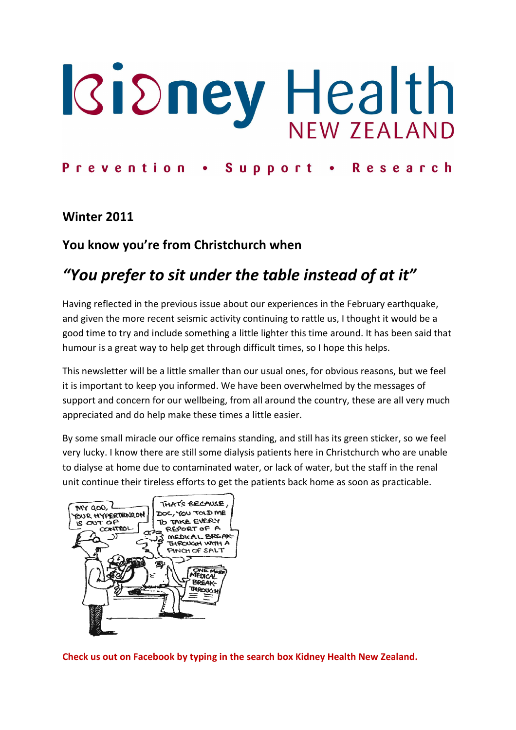# Kidney Health NEW ZEALAND

**Prevention • Support • Research**

**Winter 2011**

**You know you're from Christchurch when**

## *"You prefer to sit under the table instead of at it"*

Having reflected in the previous issue about our experiences in the February earthquake, and given the more recent seismic activity continuing to rattle us, I thought it would be a good time to try and include something a little lighter this time around. It has been said that humour is a great way to help get through difficult times, so I hope this helps.

This newsletter will be a little smaller than our usual ones, for obvious reasons, but we feel it is important to keep you informed. We have been overwhelmed by the messages of support and concern for our wellbeing, from all around the country, these are all very much appreciated and do help make these times a little easier.

By some small miracle our office remains standing, and still has its green sticker, so we feel very lucky. I know there are still some dialysis patients here in Christchurch who are unable to dialyse at home due to contaminated water, or lack of water, but the staff in the renal unit continue their tireless efforts to get the patients back home as soon as practicable.

**Check us out on Facebook by typing in the search box Kidney Health New Zealand.**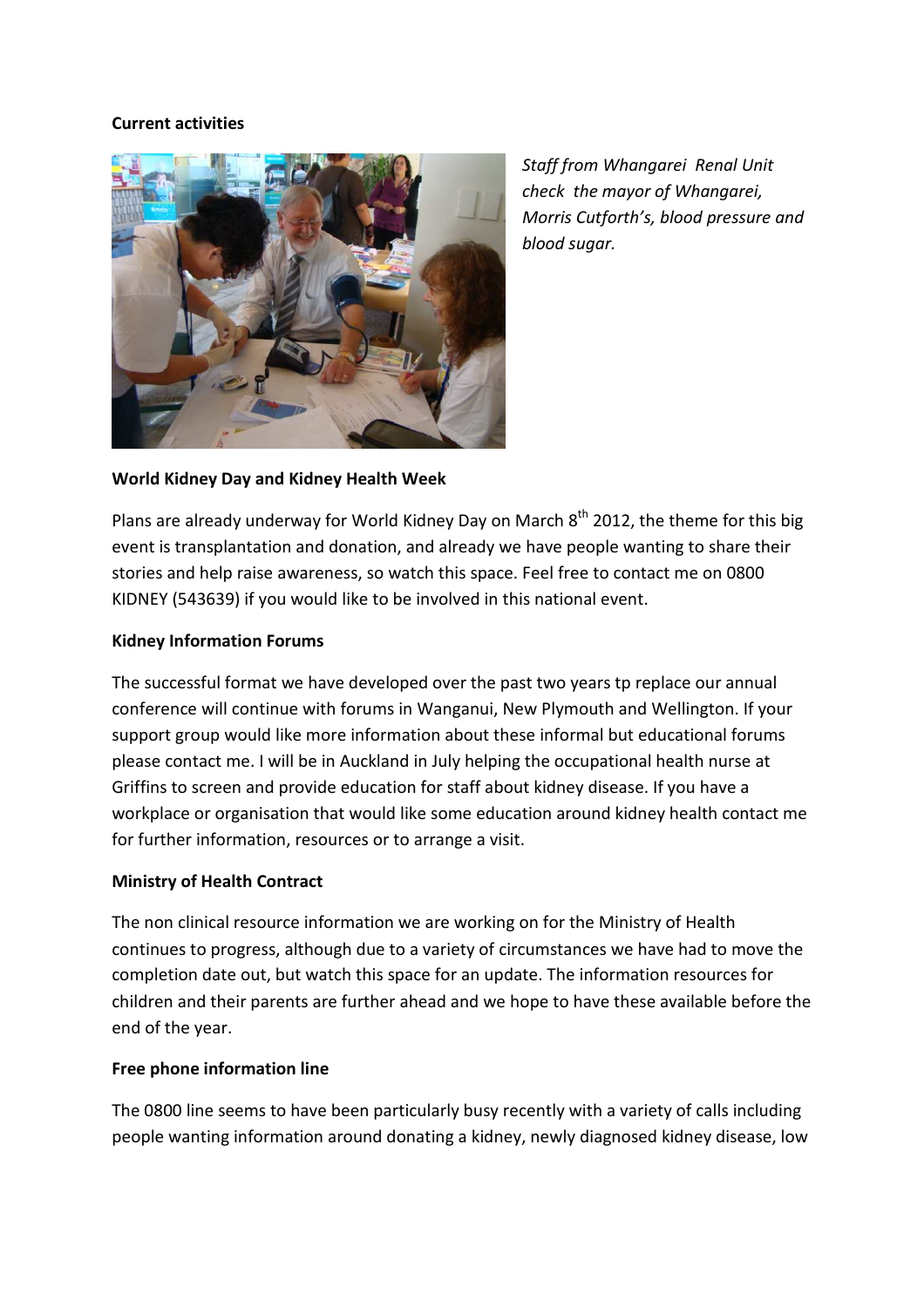**Current activities**

*Staff from Whangarei Renal Unit check the mayor of Whangarei, Morris Cutforth's, blood pressure and blood sugar.*

**World Kidney Day and Kidney Health Week**

Plans are already underway for World Kidney Day on March 8th 2012, the theme for this big event is transplantation and donation, and already we have people wanting to share their stories and help raise awareness, so watch this space. Feel free to contact me on 0800 KIDNEY (543639) if you would like to be involved in this national event.

**Kidney Information Forums**

The successful format we have developed over the past two years tp replace our annual conference will continue with forums in Wanganui, New Plymouth and Wellington. If your support group would like more information about these informal but educational forums please contact me. I will be in Auckland in July helping the occupational health nurse at Griffins to screen and provide education for staff about kidney disease. If you have a workplace or organisation that would like some education around kidney health contact me for further information, resources or to arrange a visit.

**Ministry of Health Contract**

The non clinical resource information we are working on for the Ministry of Health continues to progress, although due to a variety of circumstances we have had to move the completion date out, but watch this space for an update. The information resources for children and their parents are further ahead and we hope to have these available before the end of the year.

**Free phone information line**

The 0800 line seems to have been particularly busy recently with a variety of calls including people wanting information around donating a kidney, newly diagnosed kidney disease, low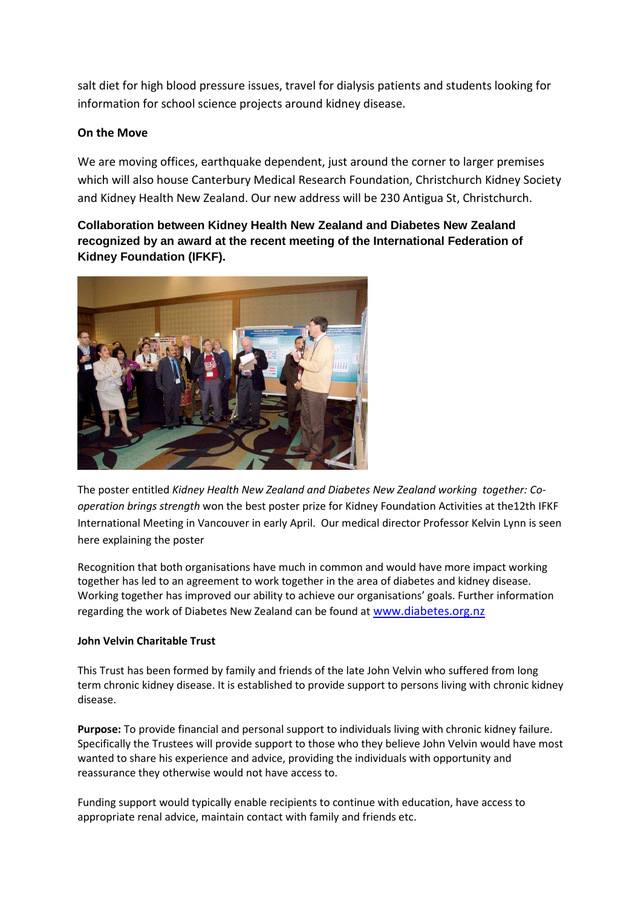salt diet for high blood pressure issues, travel for dialysis patients and students looking for information for school science projects around kidney disease.

**On the Move**

We are moving offices, earthquake dependent, just around the corner to larger premises which will also house Canterbury Medical Research Foundation, Christchurch Kidney Society and Kidney Health New Zealand. Our new address will be 230 Antigua St, Christchurch.

**Collaboration between Kidney Health New Zealand and Diabetes New Zealand recognized by an award at the recent meeting of the International Federation of Kidney Foundation (IFKF).**

The poster entitled *Kidney Health New Zealand and Diabetes New Zealand working together: Co-operation brings strength* won the best poster prize for Kidney Foundation Activities at the12th IFKF International Meeting in Vancouver in early April. Our medical director Professor Kelvin Lynn is seen here explaining the poster

Recognition that both organisations have much in common and would have more impact working together has led to an agreement to work together in the area of diabetes and kidney disease. Working together has improved our ability to achieve our organisations' goals. Further information regarding the work of Diabetes New Zealand can be found at [www.diabetes.org.nz](http://www.diabetes.org.nz)

**John Velvin Charitable Trust**

This Trust has been formed by family and friends of the late John Velvin who suffered from long term chronic kidney disease. It is established to provide support to persons living with chronic kidney disease.

**Purpose:** To provide financial and personal support to individuals living with chronic kidney failure. Specifically the Trustees will provide support to those who they believe John Velvin would have most wanted to share his experience and advice, providing the individuals with opportunity and reassurance they otherwise would not have access to.

Funding support would typically enable recipients to continue with education, have access to appropriate renal advice, maintain contact with family and friends etc.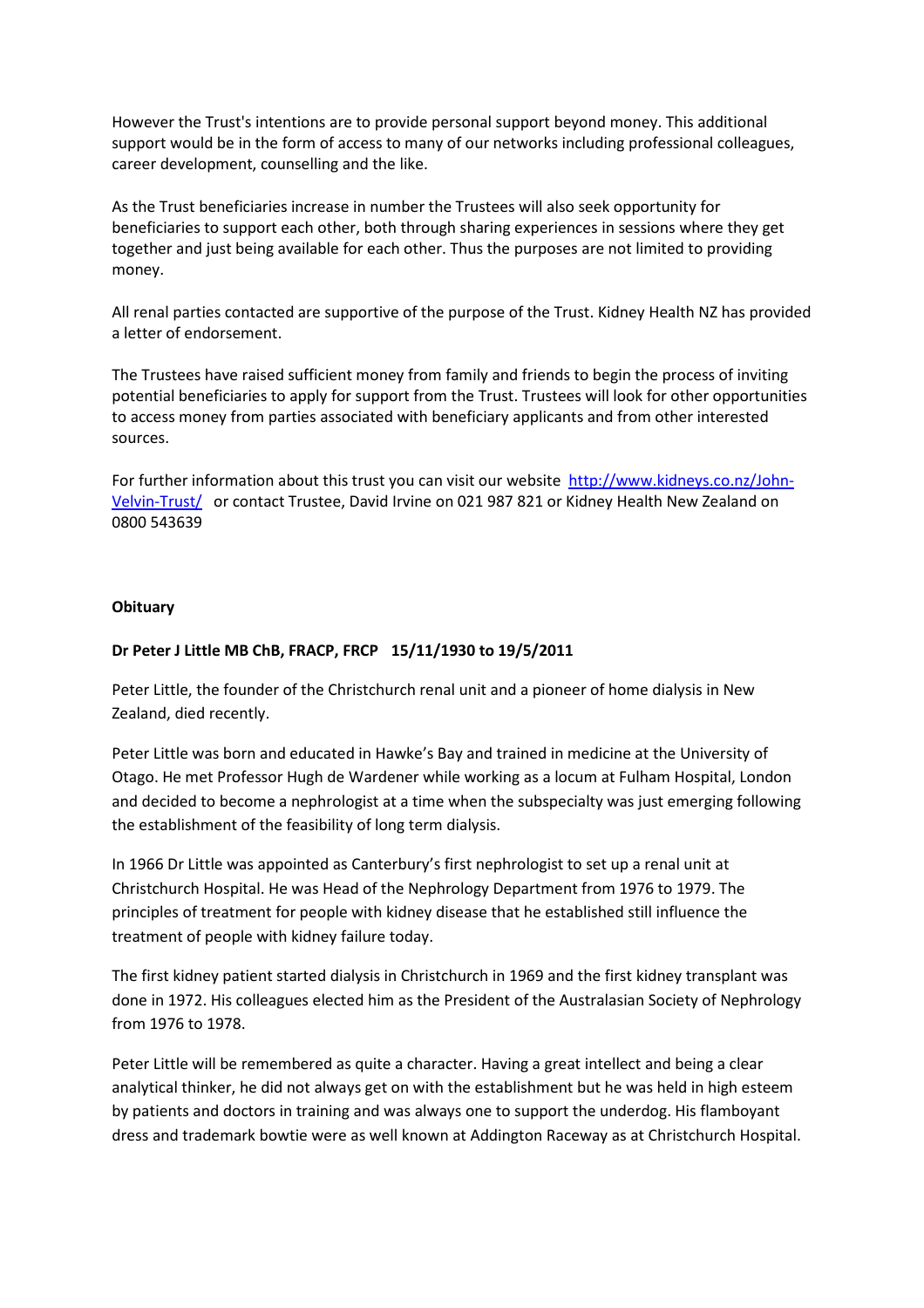However the Trust's intentions are to provide personal support beyond money. This additional support would be in the form of access to many of our networks including professional colleagues, career development, counselling and the like.

As the Trust beneficiaries increase in number the Trustees will also seek opportunity for beneficiaries to support each other, both through sharing experiences in sessions where they get together and just being available for each other. Thus the purposes are not limited to providing money.

All renal parties contacted are supportive of the purpose of the Trust. Kidney Health NZ has provided a letter of endorsement.

The Trustees have raised sufficient money from family and friends to begin the process of inviting potential beneficiaries to apply for support from the Trust. Trustees will look for other opportunities to access money from parties associated with beneficiary applicants and from other interested sources.

For further information about this trust you can visit our website [http://www.kidneys.co.nz/John-Velvin-Trust/](http://www.kidneys.co.nz/John-Velvin-Trust/) or contact Trustee, David Irvine on 021 987 821 or Kidney Health New Zealand on 0800 543639

**Obituary**

**Dr Peter J Little MB ChB, FRACP, FRCP 15/11/1930 to 19/5/2011**

Peter Little, the founder of the Christchurch renal unit and a pioneer of home dialysis in New Zealand, died recently.

Peter Little was born and educated in Hawke's Bay and trained in medicine at the University of Otago. He met Professor Hugh de Wardener while working as a locum at Fulham Hospital, London and decided to become a nephrologist at a time when the subspecialty was just emerging following the establishment of the feasibility of long term dialysis.

In 1966 Dr Little was appointed as Canterbury's first nephrologist to set up a renal unit at Christchurch Hospital. He was Head of the Nephrology Department from 1976 to 1979. The principles of treatment for people with kidney disease that he established still influence the treatment of people with kidney failure today.

The first kidney patient started dialysis in Christchurch in 1969 and the first kidney transplant was done in 1972. His colleagues elected him as the President of the Australasian Society of Nephrology from 1976 to 1978.

Peter Little will be remembered as quite a character. Having a great intellect and being a clear analytical thinker, he did not always get on with the establishment but he was held in high esteem by patients and doctors in training and was always one to support the underdog. His flamboyant dress and trademark bowtie were as well known at Addington Raceway as at Christchurch Hospital.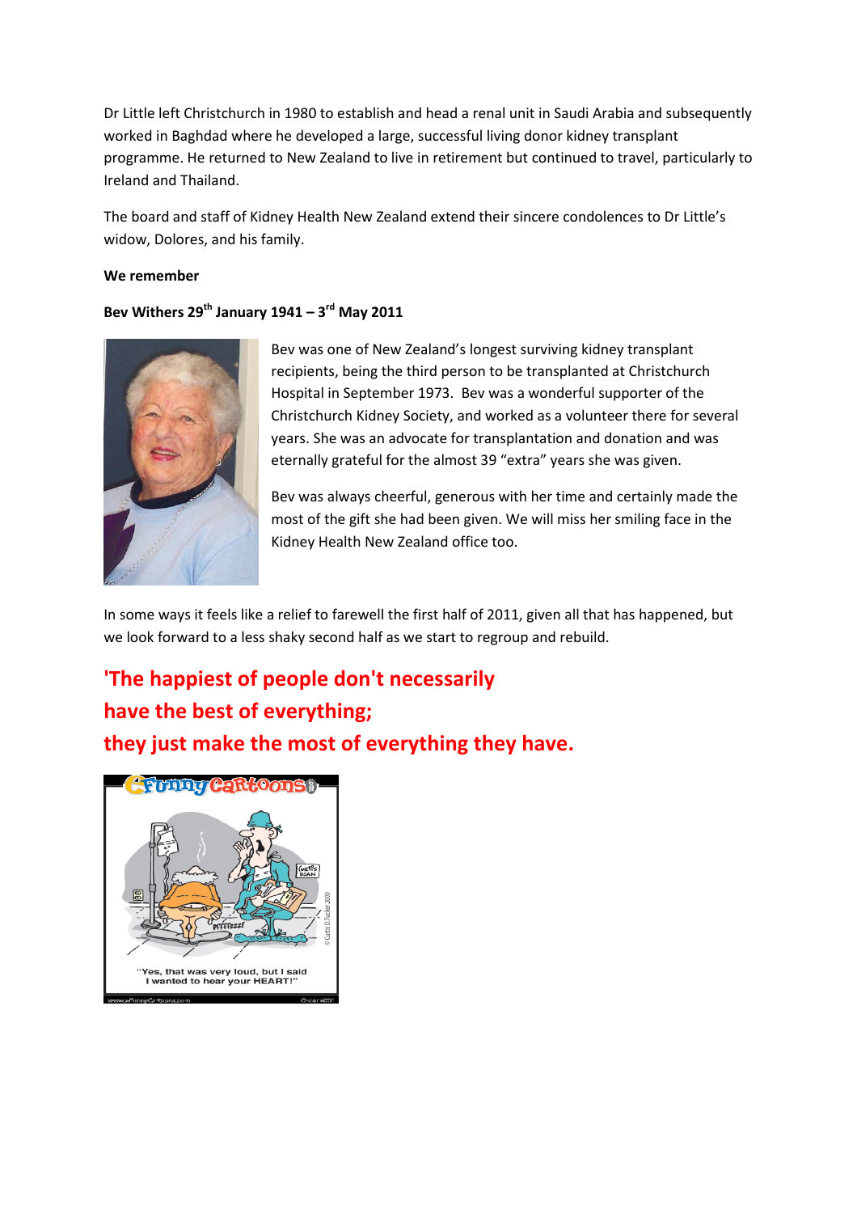Dr Little left Christchurch in 1980 to establish and head a renal unit in Saudi Arabia and subsequently worked in Baghdad where he developed a large, successful living donor kidney transplant programme. He returned to New Zealand to live in retirement but continued to travel, particularly to Ireland and Thailand.

The board and staff of Kidney Health New Zealand extend their sincere condolences to Dr Little's widow, Dolores, and his family.

**We remember**

**Bev Withers 29th January 1941 – 3rd May 2011**

Bev was one of New Zealand's longest surviving kidney transplant recipients, being the third person to be transplanted at Christchurch Hospital in September 1973. Bev was a wonderful supporter of the Christchurch Kidney Society, and worked as a volunteer there for several years. She was an advocate for transplantation and donation and was eternally grateful for the almost 39 "extra" years she was given.

Bev was always cheerful, generous with her time and certainly made the most of the gift she had been given. We will miss her smiling face in the Kidney Health New Zealand office too.

In some ways it feels like a relief to farewell the first half of 2011, given all that has happened, but we look forward to a less shaky second half as we start to regroup and rebuild.

**'The happiest of people don't necessarily have the best of everything; they just make the most of everything they have.**

"Yes, that was very loud, but I said I wanted to hear your HEART!"